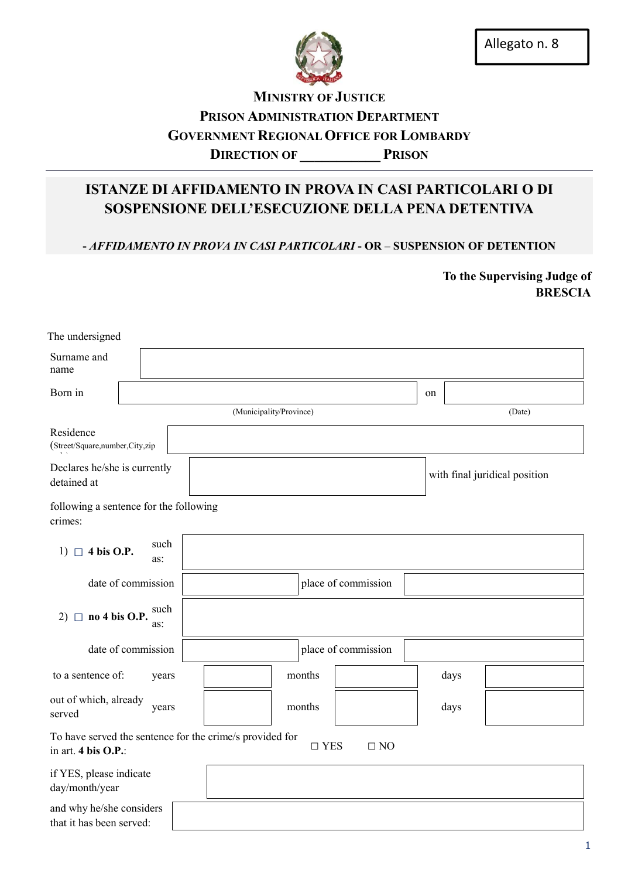Allegato n. 8

**MINISTRY OF JUSTICE**
**PRISON ADMINISTRATION DEPARTMENT**
**GOVERNMENT REGIONAL OFFICE FOR LOMBARDY**
**DIRECTION OF ____________ PRISON**

# ISTANZE DI AFFIDAMENTO IN PROVA IN CASI PARTICOLARI O DI SOSPENSIONE DELL'ESECUZIONE DELLA PENA DETENTIVA

**- *AFFIDAMENTO IN PROVA IN CASI PARTICOLARI* - OR – SUSPENSION OF DETENTION**

**To the Supervising Judge of BRESCIA**

The undersigned

Surname and name ______________________

Born in ______________________ on ______________________
(Municipality/Province) (Date)

Residence (Street/Square,number,City,zip code) ______________________

Declares he/she is currently detained at ______________________ with final juridical position

following a sentence for the following crimes:

1) ☐ **4 bis O.P.** such as: ______________________

date of commission ______________________ place of commission ______________________

2) ☐ **no 4 bis O.P.** such as: ______________________

date of commission ______________________ place of commission ______________________

| | years | | months | | days | |
|---|---|---|---|---|---|---|
| to a sentence of: | years | | months | | days | |
| out of which, already served | years | | months | | days | |

To have served the sentence for the crime/s provided for in art. **4 bis O.P.**: ☐ YES ☐ NO

if YES, please indicate day/month/year ______________________

and why he/she considers that it has been served: ______________________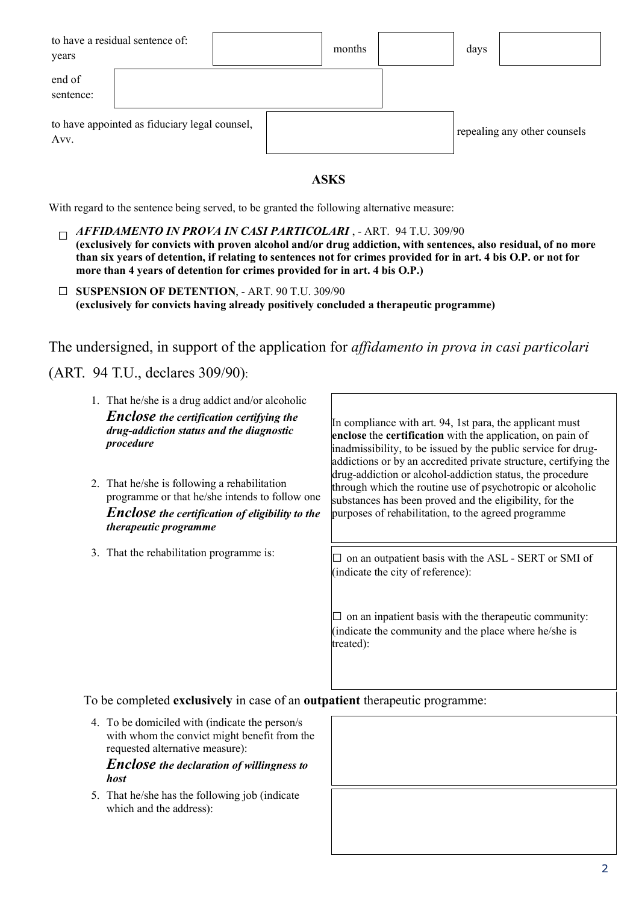| to have a residual sentence of: years | | months | | days | |
|---|---|---|---|---|---|

| end of sentence: | |
|---|---|

| to have appointed as fiduciary legal counsel, Avv. | | repealing any other counsels |
|---|---|---|

## ASKS

With regard to the sentence being served, to be granted the following alternative measure:

- ☐ ***AFFIDAMENTO IN PROVA IN CASI PARTICOLARI*** , - ART. 94 T.U. 309/90
  **(exclusively for convicts with proven alcohol and/or drug addiction, with sentences, also residual, of no more than six years of detention, if relating to sentences not for crimes provided for in art. 4 bis O.P. or not for more than 4 years of detention for crimes provided for in art. 4 bis O.P.)**

- ☐ **SUSPENSION OF DETENTION**, - ART. 90 T.U. 309/90
  **(exclusively for convicts having already positively concluded a therapeutic programme)**

The undersigned, in support of the application for *affidamento in prova in casi particolari* (ART. 94 T.U., declares 309/90):

| | |
|---|---|
| 1. That he/she is a drug addict and/or alcoholic<br>***Enclose** the certification certifying the drug-addiction status and the diagnostic procedure*<br><br>2. That he/she is following a rehabilitation programme or that he/she intends to follow one<br>***Enclose** the certification of eligibility to the therapeutic programme* | In compliance with art. 94, 1st para, the applicant must **enclose** the **certification** with the application, on pain of inadmissibility, to be issued by the public service for drug-addictions or by an accredited private structure, certifying the drug-addiction or alcohol-addiction status, the procedure through which the routine use of psychotropic or alcoholic substances has been proved and the eligibility, for the purposes of rehabilitation, to the agreed programme |
| 3. That the rehabilitation programme is: | ☐ on an outpatient basis with the ASL - SERT or SMI of (indicate the city of reference):<br><br>☐ on an inpatient basis with the therapeutic community: (indicate the community and the place where he/she is treated): |

To be completed **exclusively** in case of an **outpatient** therapeutic programme:

| | |
|---|---|
| 4. To be domiciled with (indicate the person/s with whom the convict might benefit from the requested alternative measure):<br>***Enclose** the declaration of willingness to host* | |
| 5. That he/she has the following job (indicate which and the address): | |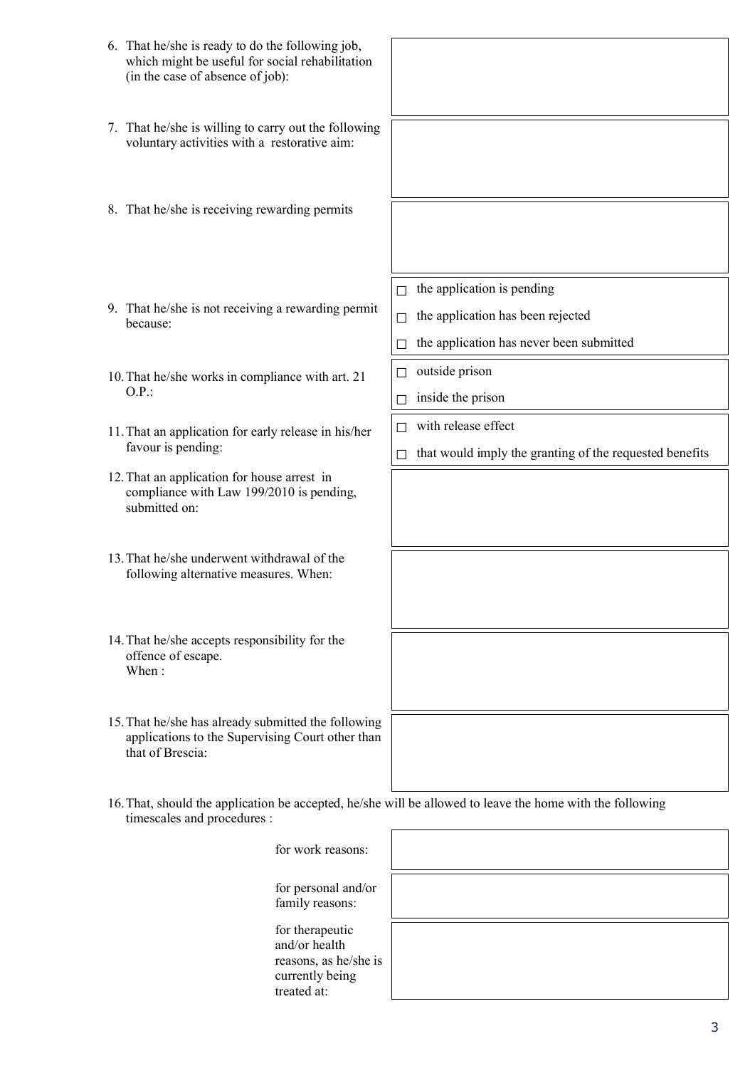6. That he/she is ready to do the following job, which might be useful for social rehabilitation (in the case of absence of job):

7. That he/she is willing to carry out the following voluntary activities with a restorative aim:

8. That he/she is receiving rewarding permits

9. That he/she is not receiving a rewarding permit because:
   - ☐ the application is pending
   - ☐ the application has been rejected
   - ☐ the application has never been submitted

10. That he/she works in compliance with art. 21 O.P.:
    - ☐ outside prison
    - ☐ inside the prison

11. That an application for early release in his/her favour is pending:
    - ☐ with release effect
    - ☐ that would imply the granting of the requested benefits

12. That an application for house arrest in compliance with Law 199/2010 is pending, submitted on:

13. That he/she underwent withdrawal of the following alternative measures. When:

14. That he/she accepts responsibility for the offence of escape.
    When :

15. That he/she has already submitted the following applications to the Supervising Court other than that of Brescia:

16. That, should the application be accepted, he/she will be allowed to leave the home with the following timescales and procedures :

    for work reasons:

    for personal and/or family reasons:

    for therapeutic and/or health reasons, as he/she is currently being treated at: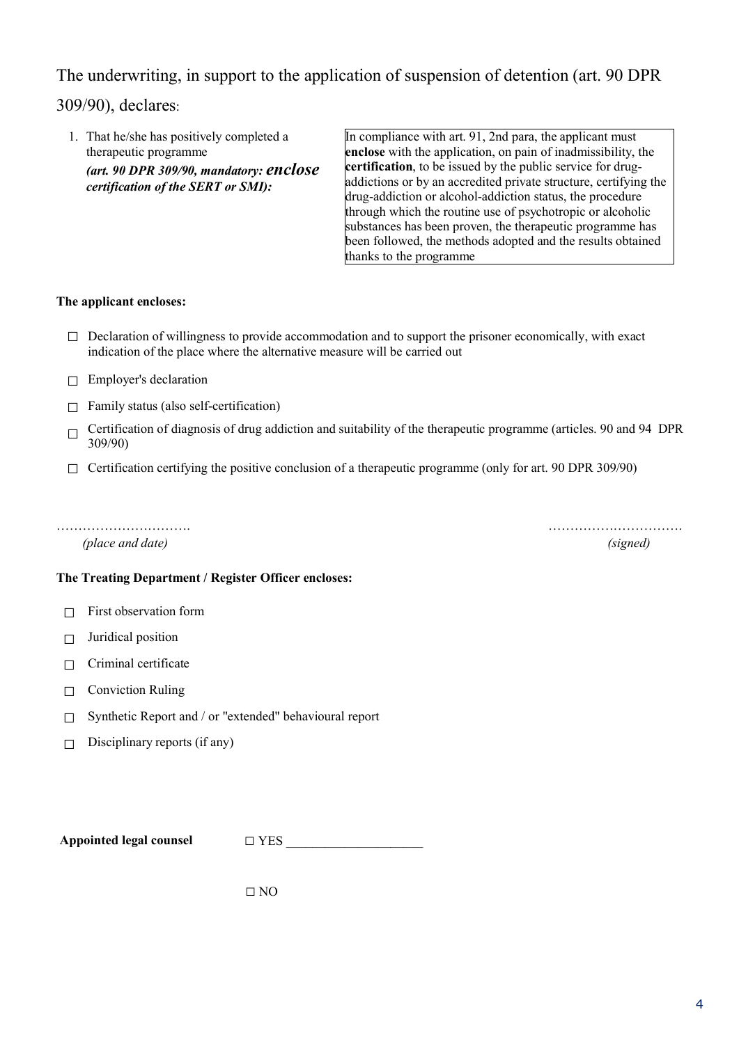The underwriting, in support to the application of suspension of detention (art. 90 DPR 309/90), declares:

1. That he/she has positively completed a therapeutic programme
   ***(art. 90 DPR 309/90, mandatory: enclose certification of the SERT or SMI):***

| |
|---|
| In compliance with art. 91, 2nd para, the applicant must **enclose** with the application, on pain of inadmissibility, the **certification**, to be issued by the public service for drug-addictions or by an accredited private structure, certifying the drug-addiction or alcohol-addiction status, the procedure through which the routine use of psychotropic or alcoholic substances has been proven, the therapeutic programme has been followed, the methods adopted and the results obtained thanks to the programme |

**The applicant encloses:**

- ☐ Declaration of willingness to provide accommodation and to support the prisoner economically, with exact indication of the place where the alternative measure will be carried out
- ☐ Employer's declaration
- ☐ Family status (also self-certification)
- ☐ Certification of diagnosis of drug addiction and suitability of the therapeutic programme (articles. 90 and 94 DPR 309/90)
- ☐ Certification certifying the positive conclusion of a therapeutic programme (only for art. 90 DPR 309/90)

…………………………. 
*(place and date)*

…………………………. 
*(signed)*

**The Treating Department / Register Officer encloses:**

- ☐ First observation form
- ☐ Juridical position
- ☐ Criminal certificate
- ☐ Conviction Ruling
- ☐ Synthetic Report and / or "extended" behavioural report
- ☐ Disciplinary reports (if any)

**Appointed legal counsel** ☐ YES ____________________

☐ NO